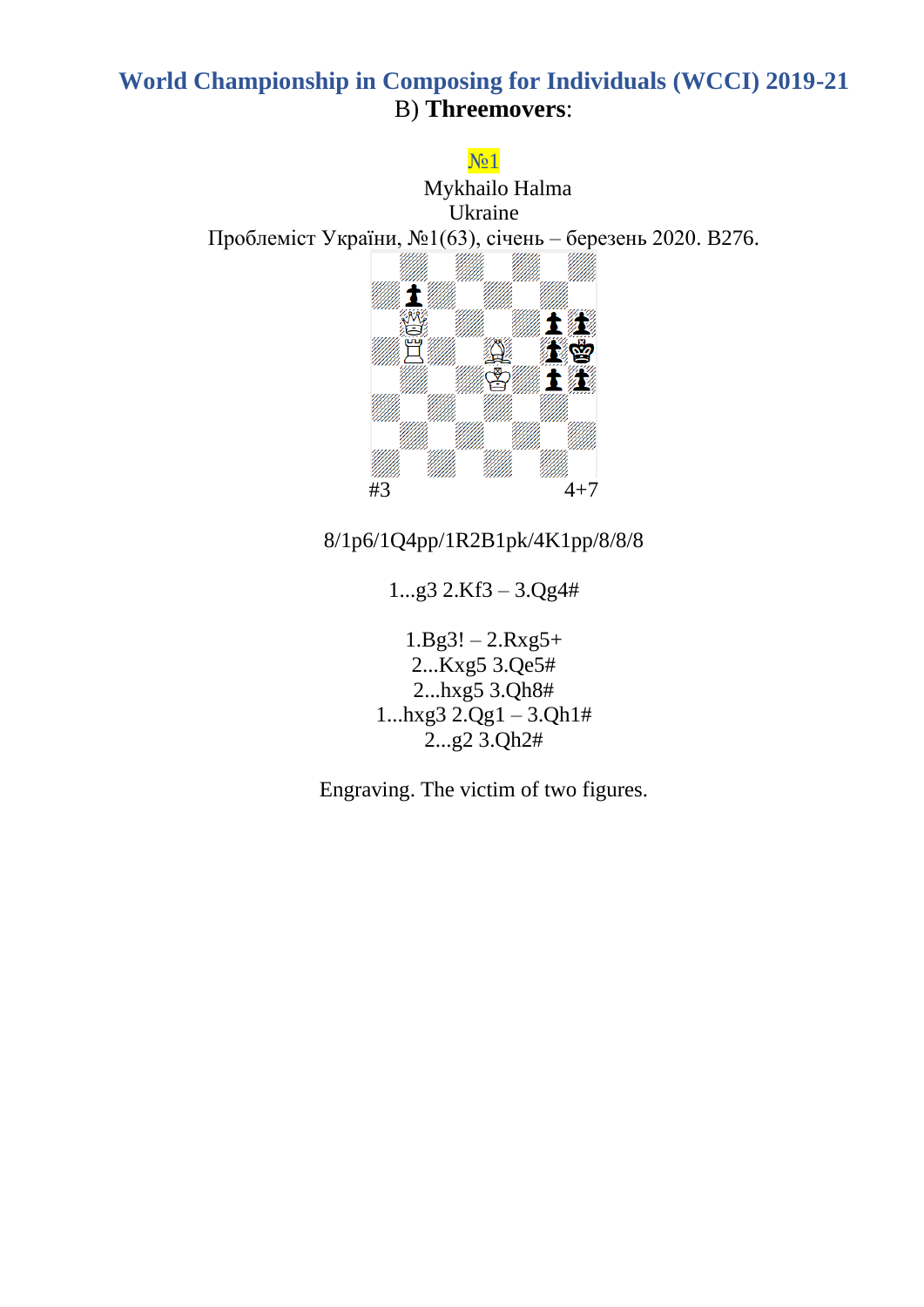## World Championship in Composing for Individuals (WCCI) 2019-21

B) **Threemovers**:

№1

Mykhailo Halma
Ukraine
Проблеміст України, №1(63), січень – березень 2020. B276.

#3 4+7

8/1p6/1Q4pp/1R2B1pk/4K1pp/8/8/8

1...g3 2.Kf3 – 3.Qg4#

1.Bg3! – 2.Rxg5+
2...Kxg5 3.Qe5#
2...hxg5 3.Qh8#
1...hxg3 2.Qg1 – 3.Qh1#
2...g2 3.Qh2#

Engraving. The victim of two figures.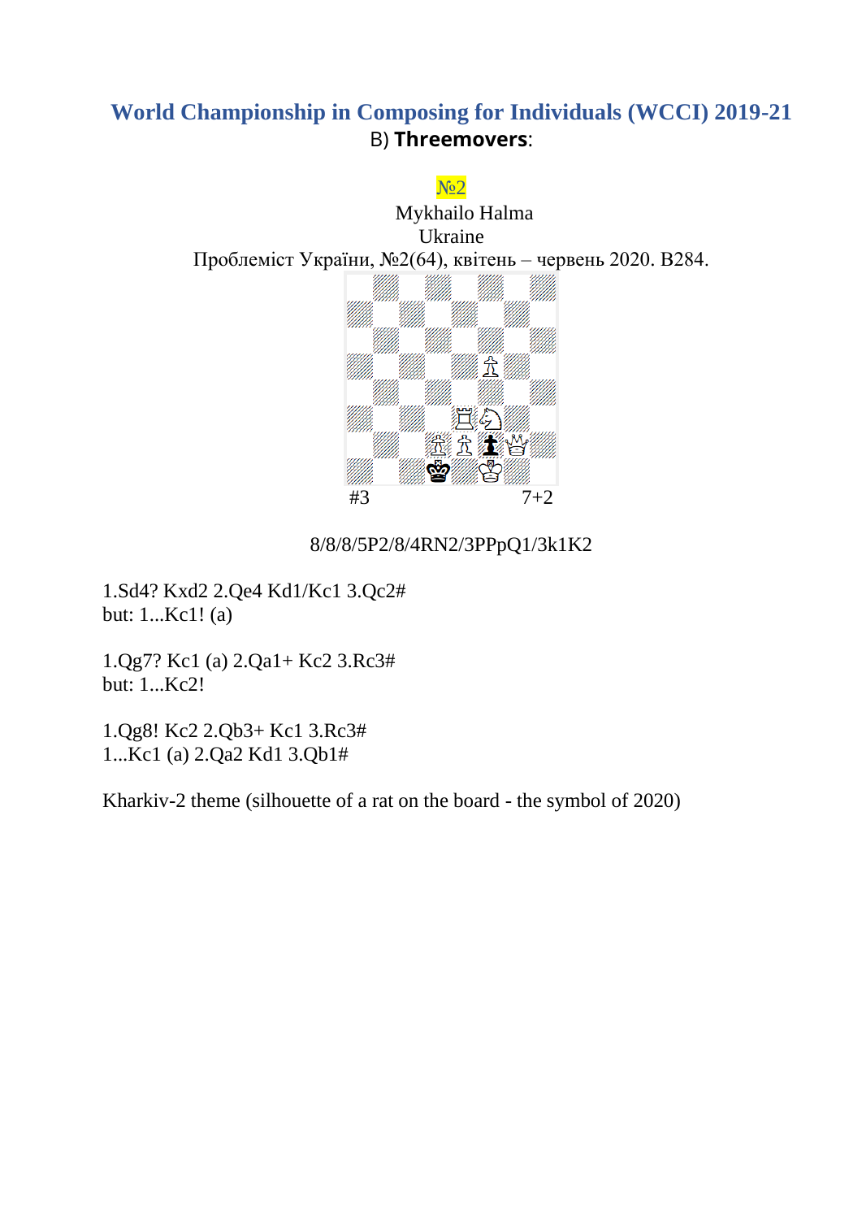## World Championship in Composing for Individuals (WCCI) 2019-21

B) **Threemovers**:

№2

Mykhailo Halma

Ukraine

Проблеміст України, №2(64), квітень – червень 2020. B284.

#3 7+2

8/8/8/5P2/8/4RN2/3PPpQ1/3k1K2

1.Sd4? Kxd2 2.Qe4 Kd1/Kc1 3.Qc2#
but: 1...Kc1! (a)

1.Qg7? Kc1 (a) 2.Qa1+ Kc2 3.Rc3#
but: 1...Kc2!

1.Qg8! Kc2 2.Qb3+ Kc1 3.Rc3#
1...Kc1 (a) 2.Qa2 Kd1 3.Qb1#

Kharkiv-2 theme (silhouette of a rat on the board - the symbol of 2020)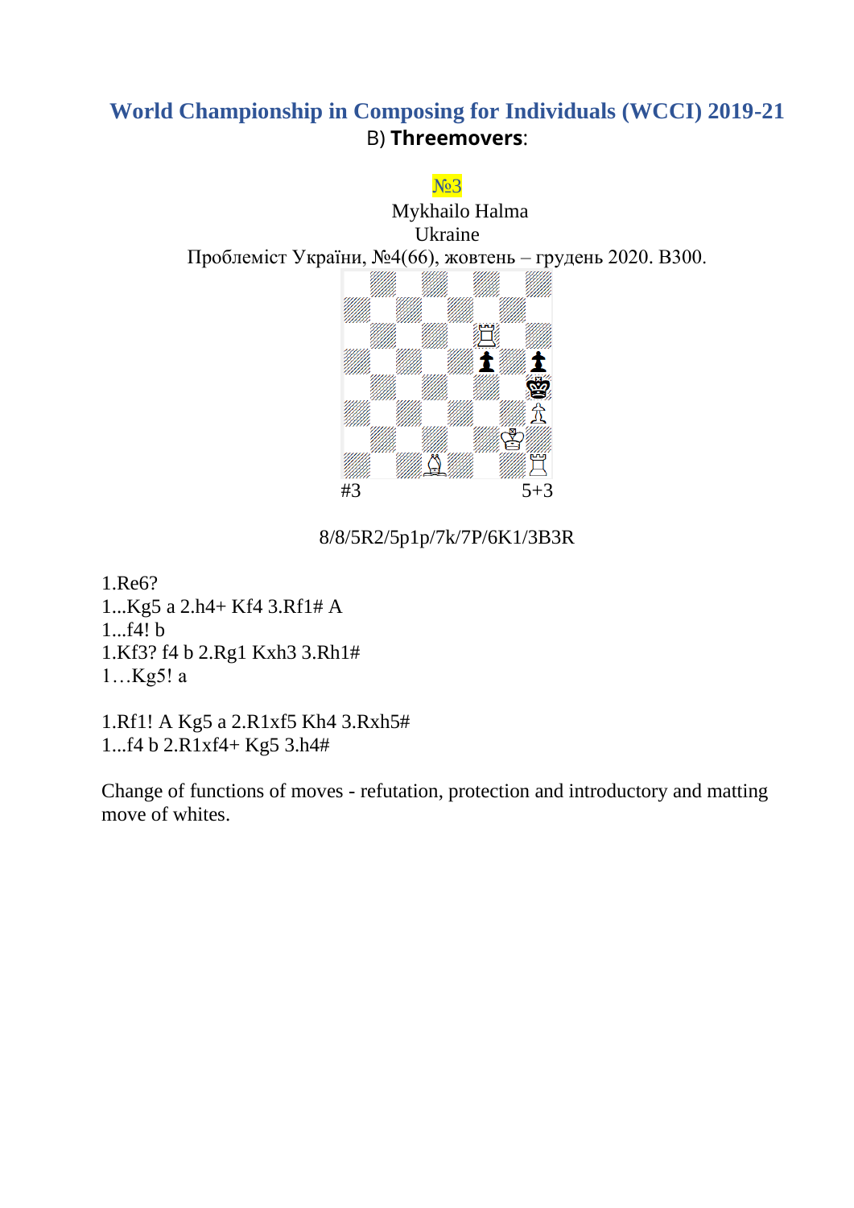## World Championship in Composing for Individuals (WCCI) 2019-21

B) **Threemovers**:

№3

Mykhailo Halma
Ukraine
Проблеміст України, №4(66), жовтень – грудень 2020. B300.

#3 5+3

8/8/5R2/5p1p/7k/7P/6K1/3B3R

1.Re6?
1...Kg5 a 2.h4+ Kf4 3.Rf1# A
1...f4! b
1.Kf3? f4 b 2.Rg1 Kxh3 3.Rh1#
1…Kg5! a

1.Rf1! A Kg5 a 2.R1xf5 Kh4 3.Rxh5#
1...f4 b 2.R1xf4+ Kg5 3.h4#

Change of functions of moves - refutation, protection and introductory and matting move of whites.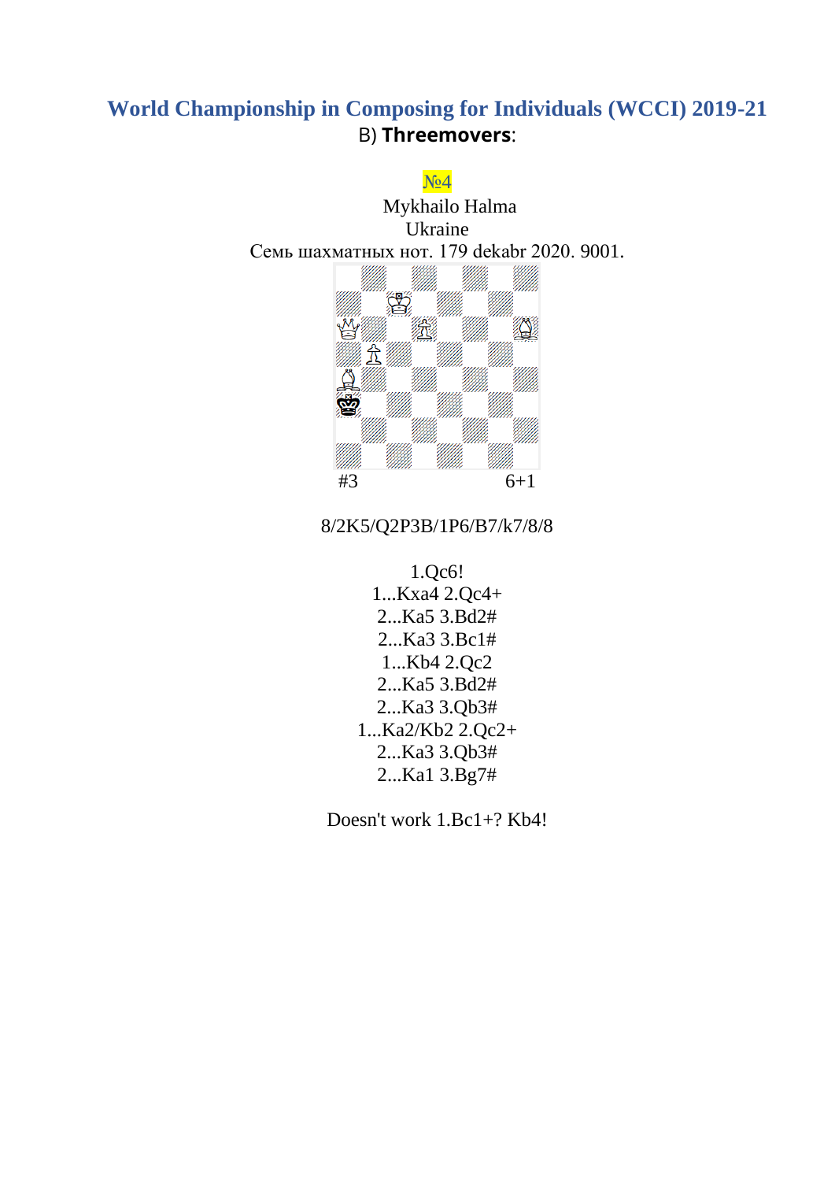## World Championship in Composing for Individuals (WCCI) 2019-21

B) **Threemovers**:

№4

Mykhailo Halma

Ukraine

Семь шахматных нот. 179 dekabr 2020. 9001.

#3 6+1

8/2K5/Q2P3B/1P6/B7/k7/8/8

1.Qc6!

1...Kxa4 2.Qc4+

2...Ka5 3.Bd2#

2...Ka3 3.Bc1#

1...Kb4 2.Qc2

2...Ka5 3.Bd2#

2...Ka3 3.Qb3#

1...Ka2/Kb2 2.Qc2+

2...Ka3 3.Qb3#

2...Ka1 3.Bg7#

Doesn't work 1.Bc1+? Kb4!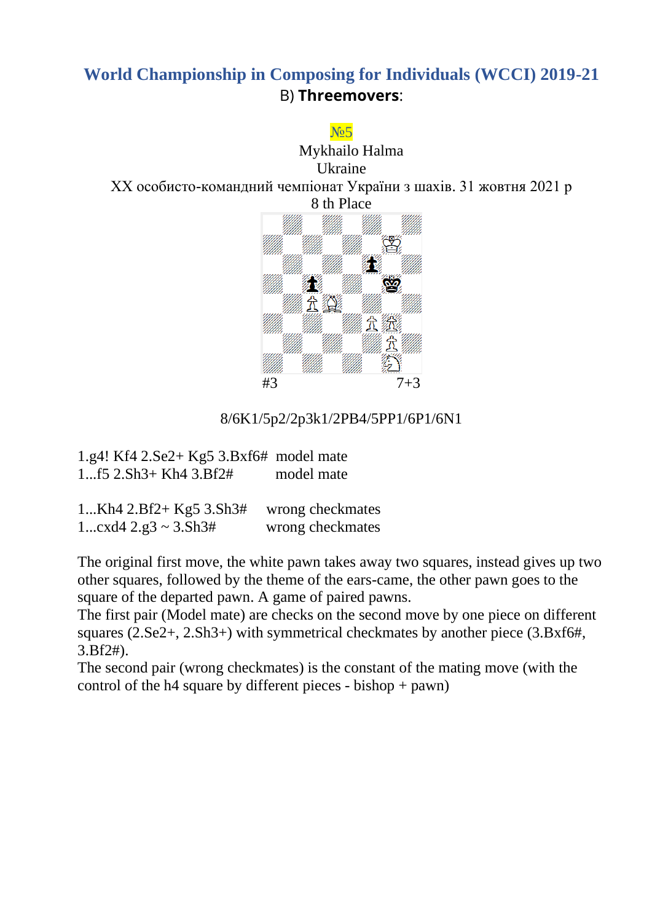## World Championship in Composing for Individuals (WCCI) 2019-21

B) **Threemovers**:

№5

Mykhailo Halma

Ukraine

XX особисто-командний чемпіонат України з шахів. 31 жовтня 2021 р

8 th Place

#3 7+3

8/6K1/5p2/2p3k1/2PB4/5PP1/6P1/6N1

1.g4! Kf4 2.Se2+ Kg5 3.Bxf6# model mate
1...f5 2.Sh3+ Kh4 3.Bf2# model mate

1...Kh4 2.Bf2+ Kg5 3.Sh3# wrong checkmates
1...cxd4 2.g3 ~ 3.Sh3# wrong checkmates

The original first move, the white pawn takes away two squares, instead gives up two other squares, followed by the theme of the ears-came, the other pawn goes to the square of the departed pawn. A game of paired pawns.
The first pair (Model mate) are checks on the second move by one piece on different squares (2.Se2+, 2.Sh3+) with symmetrical checkmates by another piece (3.Bxf6#, 3.Bf2#).
The second pair (wrong checkmates) is the constant of the mating move (with the control of the h4 square by different pieces - bishop + pawn)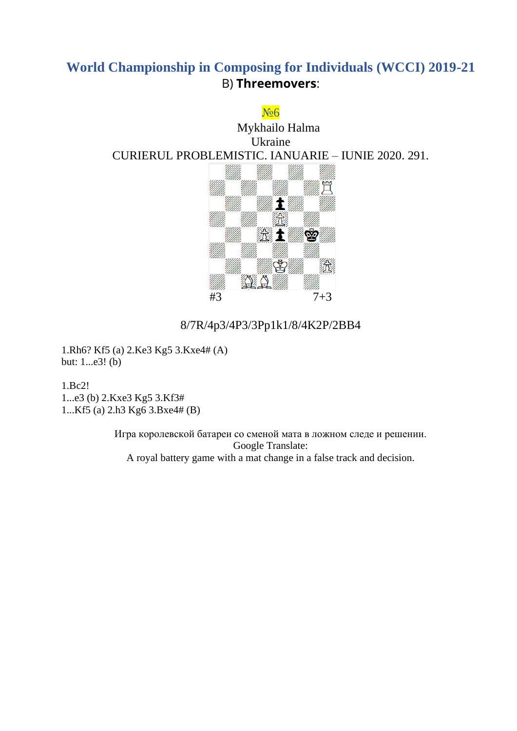# World Championship in Composing for Individuals (WCCI) 2019-21

B) **Threemovers**:

№6

Mykhailo Halma

Ukraine

CURIERUL PROBLEMISTIC. IANUARIE – IUNIE 2020. 291.

#3 7+3

8/7R/4p3/4P3/3Pp1k1/8/4K2P/2BB4

1.Rh6? Kf5 (a) 2.Ke3 Kg5 3.Kxe4# (A)
but: 1...e3! (b)

1.Bc2!
1...e3 (b) 2.Kxe3 Kg5 3.Kf3#
1...Kf5 (a) 2.h3 Kg6 3.Bxe4# (B)

Игра королевской батареи со сменой мата в ложном следе и решении.
Google Translate:
A royal battery game with a mat change in a false track and decision.